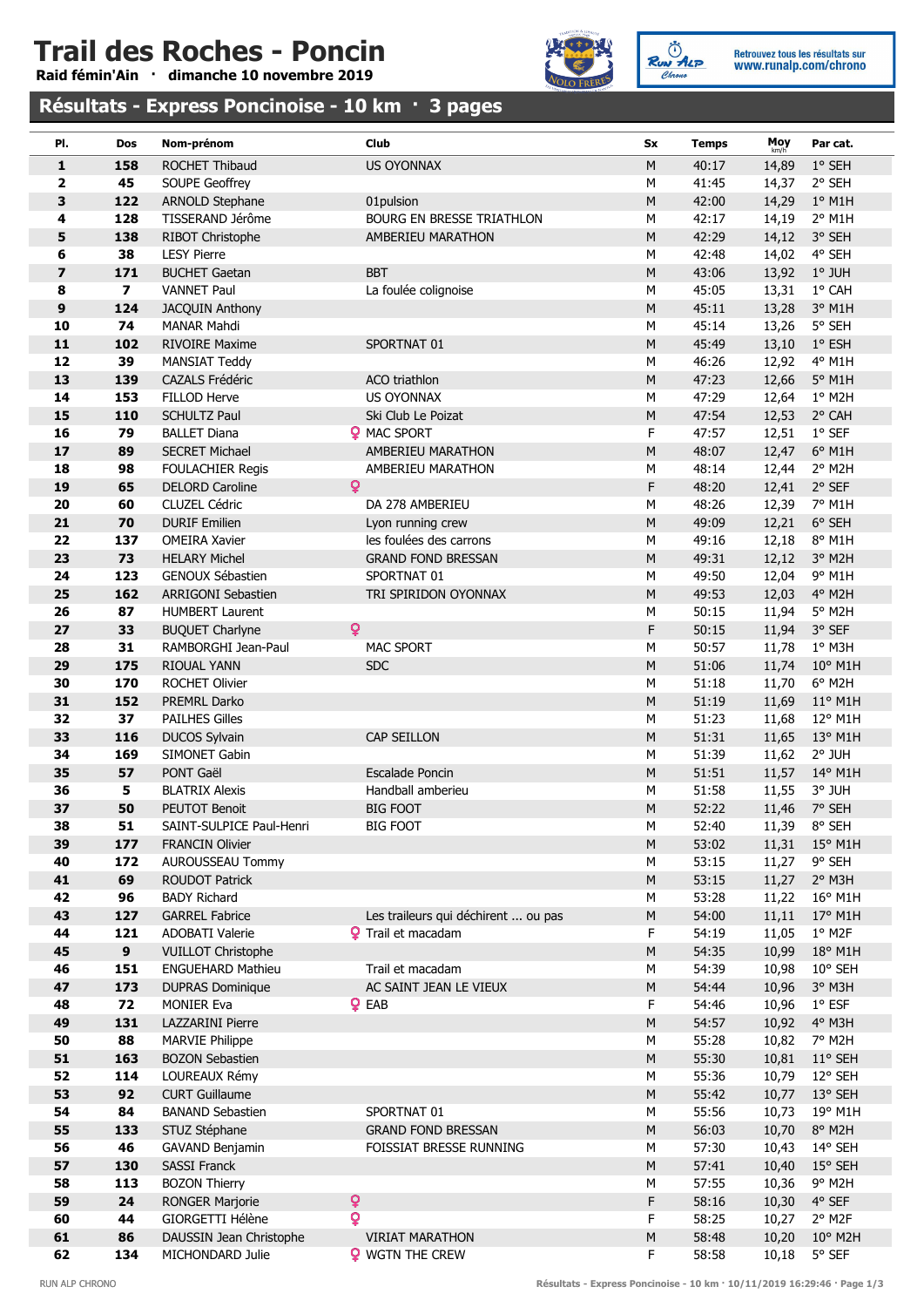# Trail des Roches - Poncin

**Raid fémin'Ain · dimanche 10 novembre 2019**

Retrouvez tous les résultats sur www.runalp.com/chrono

## Résultats - Express Poncinoise - 10 km · 3 pages

| Pl. | Dos | Nom-prénom | Club | Sx | Temps | Moy km/h | Par cat. |
|---|---|---|---|---|---|---|---|
| 1 | 158 | ROCHET Thibaud | US OYONNAX | M | 40:17 | 14,89 | 1° SEH |
| 2 | 45 | SOUPE Geoffrey | | M | 41:45 | 14,37 | 2° SEH |
| 3 | 122 | ARNOLD Stephane | 01pulsion | M | 42:00 | 14,29 | 1° M1H |
| 4 | 128 | TISSERAND Jérôme | BOURG EN BRESSE TRIATHLON | M | 42:17 | 14,19 | 2° M1H |
| 5 | 138 | RIBOT Christophe | AMBERIEU MARATHON | M | 42:29 | 14,12 | 3° SEH |
| 6 | 38 | LESY Pierre | | M | 42:48 | 14,02 | 4° SEH |
| 7 | 171 | BUCHET Gaetan | BBT | M | 43:06 | 13,92 | 1° JUH |
| 8 | 7 | VANNET Paul | La foulée colignoise | M | 45:05 | 13,31 | 1° CAH |
| 9 | 124 | JACQUIN Anthony | | M | 45:11 | 13,28 | 3° M1H |
| 10 | 74 | MANAR Mahdi | | M | 45:14 | 13,26 | 5° SEH |
| 11 | 102 | RIVOIRE Maxime | SPORTNAT 01 | M | 45:49 | 13,10 | 1° ESH |
| 12 | 39 | MANSIAT Teddy | | M | 46:26 | 12,92 | 4° M1H |
| 13 | 139 | CAZALS Frédéric | ACO triathlon | M | 47:23 | 12,66 | 5° M1H |
| 14 | 153 | FILLOD Herve | US OYONNAX | M | 47:29 | 12,64 | 1° M2H |
| 15 | 110 | SCHULTZ Paul | Ski Club Le Poizat | M | 47:54 | 12,53 | 2° CAH |
| 16 | 79 | BALLET Diana | ♀ MAC SPORT | F | 47:57 | 12,51 | 1° SEF |
| 17 | 89 | SECRET Michael | AMBERIEU MARATHON | M | 48:07 | 12,47 | 6° M1H |
| 18 | 98 | FOULACHIER Regis | AMBERIEU MARATHON | M | 48:14 | 12,44 | 2° M2H |
| 19 | 65 | DELORD Caroline | ♀ | F | 48:20 | 12,41 | 2° SEF |
| 20 | 60 | CLUZEL Cédric | DA 278 AMBERIEU | M | 48:26 | 12,39 | 7° M1H |
| 21 | 70 | DURIF Emilien | Lyon running crew | M | 49:09 | 12,21 | 6° SEH |
| 22 | 137 | OMEIRA Xavier | les foulées des carrons | M | 49:16 | 12,18 | 8° M1H |
| 23 | 73 | HELARY Michel | GRAND FOND BRESSAN | M | 49:31 | 12,12 | 3° M2H |
| 24 | 123 | GENOUX Sébastien | SPORTNAT 01 | M | 49:50 | 12,04 | 9° M1H |
| 25 | 162 | ARRIGONI Sebastien | TRI SPIRIDON OYONNAX | M | 49:53 | 12,03 | 4° M2H |
| 26 | 87 | HUMBERT Laurent | | M | 50:15 | 11,94 | 5° M2H |
| 27 | 33 | BUQUET Charlyne | ♀ | F | 50:15 | 11,94 | 3° SEF |
| 28 | 31 | RAMBORGHI Jean-Paul | MAC SPORT | M | 50:57 | 11,78 | 1° M3H |
| 29 | 175 | RIOUAL YANN | SDC | M | 51:06 | 11,74 | 10° M1H |
| 30 | 170 | ROCHET Olivier | | M | 51:18 | 11,70 | 6° M2H |
| 31 | 152 | PREMRL Darko | | M | 51:19 | 11,69 | 11° M1H |
| 32 | 37 | PAILHES Gilles | | M | 51:23 | 11,68 | 12° M1H |
| 33 | 116 | DUCOS Sylvain | CAP SEILLON | M | 51:31 | 11,65 | 13° M1H |
| 34 | 169 | SIMONET Gabin | | M | 51:39 | 11,62 | 2° JUH |
| 35 | 57 | PONT Gaël | Escalade Poncin | M | 51:51 | 11,57 | 14° M1H |
| 36 | 5 | BLATRIX Alexis | Handball amberieu | M | 51:58 | 11,55 | 3° JUH |
| 37 | 50 | PEUTOT Benoit | BIG FOOT | M | 52:22 | 11,46 | 7° SEH |
| 38 | 51 | SAINT-SULPICE Paul-Henri | BIG FOOT | M | 52:40 | 11,39 | 8° SEH |
| 39 | 177 | FRANCIN Olivier | | M | 53:02 | 11,31 | 15° M1H |
| 40 | 172 | AUROUSSEAU Tommy | | M | 53:15 | 11,27 | 9° SEH |
| 41 | 69 | ROUDOT Patrick | | M | 53:15 | 11,27 | 2° M3H |
| 42 | 96 | BADY Richard | | M | 53:28 | 11,22 | 16° M1H |
| 43 | 127 | GARREL Fabrice | Les traileurs qui déchirent ... ou pas | M | 54:00 | 11,11 | 17° M1H |
| 44 | 121 | ADOBATI Valerie | ♀ Trail et macadam | F | 54:19 | 11,05 | 1° M2F |
| 45 | 9 | VUILLOT Christophe | | M | 54:35 | 10,99 | 18° M1H |
| 46 | 151 | ENGUEHARD Mathieu | Trail et macadam | M | 54:39 | 10,98 | 10° SEH |
| 47 | 173 | DUPRAS Dominique | AC SAINT JEAN LE VIEUX | M | 54:44 | 10,96 | 3° M3H |
| 48 | 72 | MONIER Eva | ♀ EAB | F | 54:46 | 10,96 | 1° ESF |
| 49 | 131 | LAZZARINI Pierre | | M | 54:57 | 10,92 | 4° M3H |
| 50 | 88 | MARVIE Philippe | | M | 55:28 | 10,82 | 7° M2H |
| 51 | 163 | BOZON Sebastien | | M | 55:30 | 10,81 | 11° SEH |
| 52 | 114 | LOUREAUX Rémy | | M | 55:36 | 10,79 | 12° SEH |
| 53 | 92 | CURT Guillaume | | M | 55:42 | 10,77 | 13° SEH |
| 54 | 84 | BANAND Sebastien | SPORTNAT 01 | M | 55:56 | 10,73 | 19° M1H |
| 55 | 133 | STUZ Stéphane | GRAND FOND BRESSAN | M | 56:03 | 10,70 | 8° M2H |
| 56 | 46 | GAVAND Benjamin | FOISSIAT BRESSE RUNNING | M | 57:30 | 10,43 | 14° SEH |
| 57 | 130 | SASSI Franck | | M | 57:41 | 10,40 | 15° SEH |
| 58 | 113 | BOZON Thierry | | M | 57:55 | 10,36 | 9° M2H |
| 59 | 24 | RONGER Marjorie | ♀ | F | 58:16 | 10,30 | 4° SEF |
| 60 | 44 | GIORGETTI Hélène | ♀ | F | 58:25 | 10,27 | 2° M2F |
| 61 | 86 | DAUSSIN Jean Christophe | VIRIAT MARATHON | M | 58:48 | 10,20 | 10° M2H |
| 62 | 134 | MICHONDARD Julie | ♀ WGTN THE CREW | F | 58:58 | 10,18 | 5° SEF |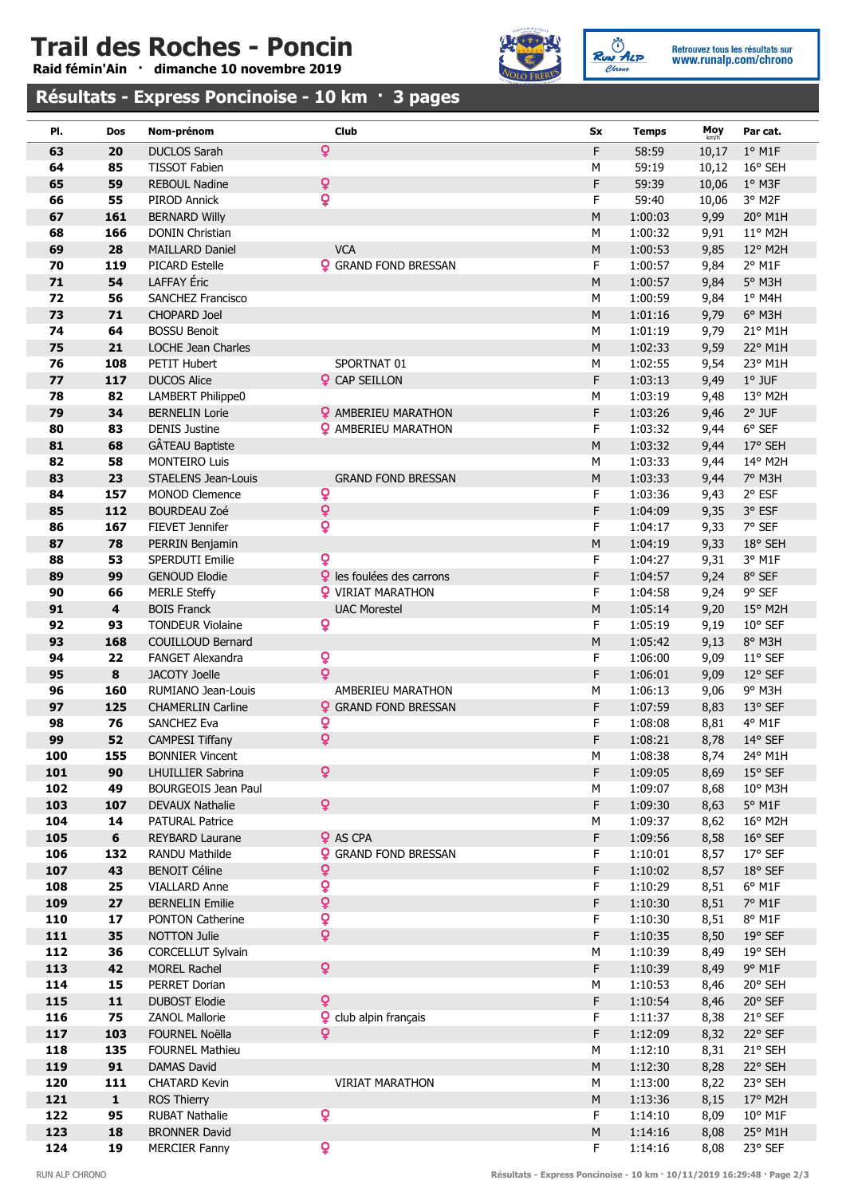# Trail des Roches - Poncin

**Raid fémin'Ain · dimanche 10 novembre 2019**

Retrouvez tous les résultats sur **www.runalp.com/chrono**

## Résultats - Express Poncinoise - 10 km · 3 pages

| Pl. | Dos | Nom-prénom | Club | Sx | Temps | Moy km/h | Par cat. |
|---|---|---|---|---|---|---|---|
| 63 | 20 | DUCLOS Sarah | ♀ | F | 58:59 | 10,17 | 1° M1F |
| 64 | 85 | TISSOT Fabien | | M | 59:19 | 10,12 | 16° SEH |
| 65 | 59 | REBOUL Nadine | ♀ | F | 59:39 | 10,06 | 1° M3F |
| 66 | 55 | PIROD Annick | ♀ | F | 59:40 | 10,06 | 3° M2F |
| 67 | 161 | BERNARD Willy | | M | 1:00:03 | 9,99 | 20° M1H |
| 68 | 166 | DONIN Christian | | M | 1:00:32 | 9,91 | 11° M2H |
| 69 | 28 | MAILLARD Daniel | VCA | M | 1:00:53 | 9,85 | 12° M2H |
| 70 | 119 | PICARD Estelle | ♀ GRAND FOND BRESSAN | F | 1:00:57 | 9,84 | 2° M1F |
| 71 | 54 | LAFFAY Éric | | M | 1:00:57 | 9,84 | 5° M3H |
| 72 | 56 | SANCHEZ Francisco | | M | 1:00:59 | 9,84 | 1° M4H |
| 73 | 71 | CHOPARD Joel | | M | 1:01:16 | 9,79 | 6° M3H |
| 74 | 64 | BOSSU Benoit | | M | 1:01:19 | 9,79 | 21° M1H |
| 75 | 21 | LOCHE Jean Charles | | M | 1:02:33 | 9,59 | 22° M1H |
| 76 | 108 | PETIT Hubert | SPORTNAT 01 | M | 1:02:55 | 9,54 | 23° M1H |
| 77 | 117 | DUCOS Alice | ♀ CAP SEILLON | F | 1:03:13 | 9,49 | 1° JUF |
| 78 | 82 | LAMBERT Philippe0 | | M | 1:03:19 | 9,48 | 13° M2H |
| 79 | 34 | BERNELIN Lorie | ♀ AMBERIEU MARATHON | F | 1:03:26 | 9,46 | 2° JUF |
| 80 | 83 | DENIS Justine | ♀ AMBERIEU MARATHON | F | 1:03:32 | 9,44 | 6° SEF |
| 81 | 68 | GÂTEAU Baptiste | | M | 1:03:32 | 9,44 | 17° SEH |
| 82 | 58 | MONTEIRO Luis | | M | 1:03:33 | 9,44 | 14° M2H |
| 83 | 23 | STAELENS Jean-Louis | GRAND FOND BRESSAN | M | 1:03:33 | 9,44 | 7° M3H |
| 84 | 157 | MONOD Clemence | ♀ | F | 1:03:36 | 9,43 | 2° ESF |
| 85 | 112 | BOURDEAU Zoé | ♀ | F | 1:04:09 | 9,35 | 3° ESF |
| 86 | 167 | FIEVET Jennifer | ♀ | F | 1:04:17 | 9,33 | 7° SEF |
| 87 | 78 | PERRIN Benjamin | | M | 1:04:19 | 9,33 | 18° SEH |
| 88 | 53 | SPERDUTI Emilie | ♀ | F | 1:04:27 | 9,31 | 3° M1F |
| 89 | 99 | GENOUD Elodie | ♀ les foulées des carrons | F | 1:04:57 | 9,24 | 8° SEF |
| 90 | 66 | MERLE Steffy | ♀ VIRIAT MARATHON | F | 1:04:58 | 9,24 | 9° SEF |
| 91 | 4 | BOIS Franck | UAC Morestel | M | 1:05:14 | 9,20 | 15° M2H |
| 92 | 93 | TONDEUR Violaine | ♀ | F | 1:05:19 | 9,19 | 10° SEF |
| 93 | 168 | COUILLOUD Bernard | | M | 1:05:42 | 9,13 | 8° M3H |
| 94 | 22 | FANGET Alexandra | ♀ | F | 1:06:00 | 9,09 | 11° SEF |
| 95 | 8 | JACOTY Joelle | ♀ | F | 1:06:01 | 9,09 | 12° SEF |
| 96 | 160 | RUMIANO Jean-Louis | AMBERIEU MARATHON | M | 1:06:13 | 9,06 | 9° M3H |
| 97 | 125 | CHAMERLIN Carline | ♀ GRAND FOND BRESSAN | F | 1:07:59 | 8,83 | 13° SEF |
| 98 | 76 | SANCHEZ Eva | ♀ | F | 1:08:08 | 8,81 | 4° M1F |
| 99 | 52 | CAMPESI Tiffany | ♀ | F | 1:08:21 | 8,78 | 14° SEF |
| 100 | 155 | BONNIER Vincent | | M | 1:08:38 | 8,74 | 24° M1H |
| 101 | 90 | LHUILLIER Sabrina | ♀ | F | 1:09:05 | 8,69 | 15° SEF |
| 102 | 49 | BOURGEOIS Jean Paul | | M | 1:09:07 | 8,68 | 10° M3H |
| 103 | 107 | DEVAUX Nathalie | ♀ | F | 1:09:30 | 8,63 | 5° M1F |
| 104 | 14 | PATURAL Patrice | | M | 1:09:37 | 8,62 | 16° M2H |
| 105 | 6 | REYBARD Laurane | ♀ AS CPA | F | 1:09:56 | 8,58 | 16° SEF |
| 106 | 132 | RANDU Mathilde | ♀ GRAND FOND BRESSAN | F | 1:10:01 | 8,57 | 17° SEF |
| 107 | 43 | BENOIT Céline | ♀ | F | 1:10:02 | 8,57 | 18° SEF |
| 108 | 25 | VIALLARD Anne | ♀ | F | 1:10:29 | 8,51 | 6° M1F |
| 109 | 27 | BERNELIN Emilie | ♀ | F | 1:10:30 | 8,51 | 7° M1F |
| 110 | 17 | PONTON Catherine | ♀ | F | 1:10:30 | 8,51 | 8° M1F |
| 111 | 35 | NOTTON Julie | ♀ | F | 1:10:35 | 8,50 | 19° SEF |
| 112 | 36 | CORCELLUT Sylvain | | M | 1:10:39 | 8,49 | 19° SEH |
| 113 | 42 | MOREL Rachel | ♀ | F | 1:10:39 | 8,49 | 9° M1F |
| 114 | 15 | PERRET Dorian | | M | 1:10:53 | 8,46 | 20° SEH |
| 115 | 11 | DUBOST Elodie | ♀ | F | 1:10:54 | 8,46 | 20° SEF |
| 116 | 75 | ZANOL Mallorie | ♀ club alpin français | F | 1:11:37 | 8,38 | 21° SEF |
| 117 | 103 | FOURNEL Noëlla | ♀ | F | 1:12:09 | 8,32 | 22° SEF |
| 118 | 135 | FOURNEL Mathieu | | M | 1:12:10 | 8,31 | 21° SEH |
| 119 | 91 | DAMAS David | | M | 1:12:30 | 8,28 | 22° SEH |
| 120 | 111 | CHATARD Kevin | VIRIAT MARATHON | M | 1:13:00 | 8,22 | 23° SEH |
| 121 | 1 | ROS Thierry | | M | 1:13:36 | 8,15 | 17° M2H |
| 122 | 95 | RUBAT Nathalie | ♀ | F | 1:14:10 | 8,09 | 10° M1F |
| 123 | 18 | BRONNER David | | M | 1:14:16 | 8,08 | 25° M1H |
| 124 | 19 | MERCIER Fanny | ♀ | F | 1:14:16 | 8,08 | 23° SEF |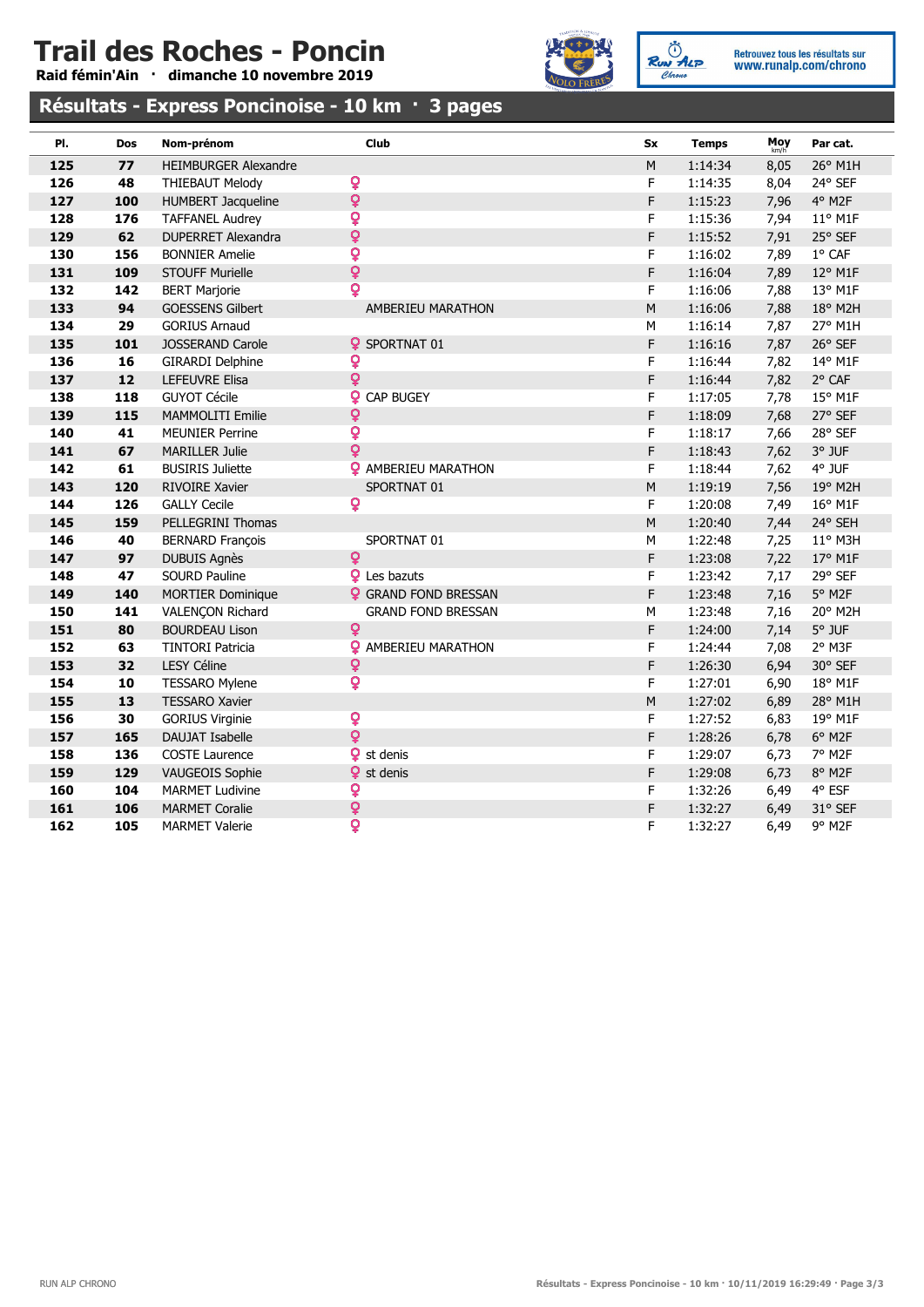# Trail des Roches - Poncin

**Raid fémin'Ain · dimanche 10 novembre 2019**

Retrouvez tous les résultats sur www.runalp.com/chrono

## Résultats - Express Poncinoise - 10 km · 3 pages

| Pl. | Dos | Nom-prénom | Club | Sx | Temps | Moy km/h | Par cat. |
|---|---|---|---|---|---|---|---|
| 125 | 77 | HEIMBURGER Alexandre | | M | 1:14:34 | 8,05 | 26° M1H |
| 126 | 48 | THIEBAUT Melody | ♀ | F | 1:14:35 | 8,04 | 24° SEF |
| 127 | 100 | HUMBERT Jacqueline | ♀ | F | 1:15:23 | 7,96 | 4° M2F |
| 128 | 176 | TAFFANEL Audrey | ♀ | F | 1:15:36 | 7,94 | 11° M1F |
| 129 | 62 | DUPERRET Alexandra | ♀ | F | 1:15:52 | 7,91 | 25° SEF |
| 130 | 156 | BONNIER Amelie | ♀ | F | 1:16:02 | 7,89 | 1° CAF |
| 131 | 109 | STOUFF Murielle | ♀ | F | 1:16:04 | 7,89 | 12° M1F |
| 132 | 142 | BERT Marjorie | ♀ | F | 1:16:06 | 7,88 | 13° M1F |
| 133 | 94 | GOESSENS Gilbert | AMBERIEU MARATHON | M | 1:16:06 | 7,88 | 18° M2H |
| 134 | 29 | GORIUS Arnaud | | M | 1:16:14 | 7,87 | 27° M1H |
| 135 | 101 | JOSSERAND Carole | ♀ SPORTNAT 01 | F | 1:16:16 | 7,87 | 26° SEF |
| 136 | 16 | GIRARDI Delphine | ♀ | F | 1:16:44 | 7,82 | 14° M1F |
| 137 | 12 | LEFEUVRE Elisa | ♀ | F | 1:16:44 | 7,82 | 2° CAF |
| 138 | 118 | GUYOT Cécile | ♀ CAP BUGEY | F | 1:17:05 | 7,78 | 15° M1F |
| 139 | 115 | MAMMOLITI Emilie | ♀ | F | 1:18:09 | 7,68 | 27° SEF |
| 140 | 41 | MEUNIER Perrine | ♀ | F | 1:18:17 | 7,66 | 28° SEF |
| 141 | 67 | MARILLER Julie | ♀ | F | 1:18:43 | 7,62 | 3° JUF |
| 142 | 61 | BUSIRIS Juliette | ♀ AMBERIEU MARATHON | F | 1:18:44 | 7,62 | 4° JUF |
| 143 | 120 | RIVOIRE Xavier | SPORTNAT 01 | M | 1:19:19 | 7,56 | 19° M2H |
| 144 | 126 | GALLY Cecile | ♀ | F | 1:20:08 | 7,49 | 16° M1F |
| 145 | 159 | PELLEGRINI Thomas | | M | 1:20:40 | 7,44 | 24° SEH |
| 146 | 40 | BERNARD François | SPORTNAT 01 | M | 1:22:48 | 7,25 | 11° M3H |
| 147 | 97 | DUBUIS Agnès | ♀ | F | 1:23:08 | 7,22 | 17° M1F |
| 148 | 47 | SOURD Pauline | ♀ Les bazuts | F | 1:23:42 | 7,17 | 29° SEF |
| 149 | 140 | MORTIER Dominique | ♀ GRAND FOND BRESSAN | F | 1:23:48 | 7,16 | 5° M2F |
| 150 | 141 | VALENÇON Richard | GRAND FOND BRESSAN | M | 1:23:48 | 7,16 | 20° M2H |
| 151 | 80 | BOURDEAU Lison | ♀ | F | 1:24:00 | 7,14 | 5° JUF |
| 152 | 63 | TINTORI Patricia | ♀ AMBERIEU MARATHON | F | 1:24:44 | 7,08 | 2° M3F |
| 153 | 32 | LESY Céline | ♀ | F | 1:26:30 | 6,94 | 30° SEF |
| 154 | 10 | TESSARO Mylene | ♀ | F | 1:27:01 | 6,90 | 18° M1F |
| 155 | 13 | TESSARO Xavier | | M | 1:27:02 | 6,89 | 28° M1H |
| 156 | 30 | GORIUS Virginie | ♀ | F | 1:27:52 | 6,83 | 19° M1F |
| 157 | 165 | DAUJAT Isabelle | ♀ | F | 1:28:26 | 6,78 | 6° M2F |
| 158 | 136 | COSTE Laurence | ♀ st denis | F | 1:29:07 | 6,73 | 7° M2F |
| 159 | 129 | VAUGEOIS Sophie | ♀ st denis | F | 1:29:08 | 6,73 | 8° M2F |
| 160 | 104 | MARMET Ludivine | ♀ | F | 1:32:26 | 6,49 | 4° ESF |
| 161 | 106 | MARMET Coralie | ♀ | F | 1:32:27 | 6,49 | 31° SEF |
| 162 | 105 | MARMET Valerie | ♀ | F | 1:32:27 | 6,49 | 9° M2F |